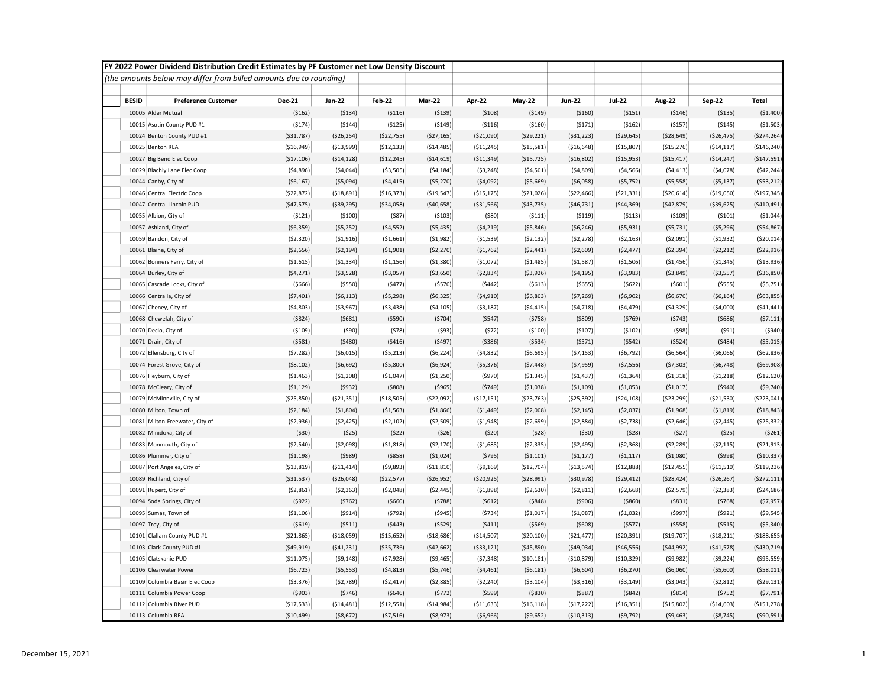**FY 2022 Power Dividend Distribution Credit Estimates by PF Customer net Low Density Discount**

*(the amounts below may differ from billed amounts due to rounding)*

| BESID | Preference Customer | Dec-21 | Jan-22 | Feb-22 | Mar-22 | Apr-22 | May-22 | Jun-22 | Jul-22 | Aug-22 | Sep-22 | Total |
|---|---|---|---|---|---|---|---|---|---|---|---|---|
| 10005 | Alder Mutual | ($162) | ($134) | ($116) | ($139) | ($108) | ($149) | ($160) | ($151) | ($146) | ($135) | ($1,400) |
| 10015 | Asotin County PUD #1 | ($174) | ($144) | ($125) | ($149) | ($116) | ($160) | ($171) | ($162) | ($157) | ($145) | ($1,503) |
| 10024 | Benton County PUD #1 | ($31,787) | ($26,254) | ($22,755) | ($27,165) | ($21,090) | ($29,221) | ($31,223) | ($29,645) | ($28,649) | ($26,475) | ($274,264) |
| 10025 | Benton REA | ($16,949) | ($13,999) | ($12,133) | ($14,485) | ($11,245) | ($15,581) | ($16,648) | ($15,807) | ($15,276) | ($14,117) | ($146,240) |
| 10027 | Big Bend Elec Coop | ($17,106) | ($14,128) | ($12,245) | ($14,619) | ($11,349) | ($15,725) | ($16,802) | ($15,953) | ($15,417) | ($14,247) | ($147,591) |
| 10029 | Blachly Lane Elec Coop | ($4,896) | ($4,044) | ($3,505) | ($4,184) | ($3,248) | ($4,501) | ($4,809) | ($4,566) | ($4,413) | ($4,078) | ($42,244) |
| 10044 | Canby, City of | ($6,167) | ($5,094) | ($4,415) | ($5,270) | ($4,092) | ($5,669) | ($6,058) | ($5,752) | ($5,558) | ($5,137) | ($53,212) |
| 10046 | Central Electric Coop | ($22,872) | ($18,891) | ($16,373) | ($19,547) | ($15,175) | ($21,026) | ($22,466) | ($21,331) | ($20,614) | ($19,050) | ($197,345) |
| 10047 | Central Lincoln PUD | ($47,575) | ($39,295) | ($34,058) | ($40,658) | ($31,566) | ($43,735) | ($46,731) | ($44,369) | ($42,879) | ($39,625) | ($410,491) |
| 10055 | Albion, City of | ($121) | ($100) | ($87) | ($103) | ($80) | ($111) | ($119) | ($113) | ($109) | ($101) | ($1,044) |
| 10057 | Ashland, City of | ($6,359) | ($5,252) | ($4,552) | ($5,435) | ($4,219) | ($5,846) | ($6,246) | ($5,931) | ($5,731) | ($5,296) | ($54,867) |
| 10059 | Bandon, City of | ($2,320) | ($1,916) | ($1,661) | ($1,982) | ($1,539) | ($2,132) | ($2,278) | ($2,163) | ($2,091) | ($1,932) | ($20,014) |
| 10061 | Blaine, City of | ($2,656) | ($2,194) | ($1,901) | ($2,270) | ($1,762) | ($2,441) | ($2,609) | ($2,477) | ($2,394) | ($2,212) | ($22,916) |
| 10062 | Bonners Ferry, City of | ($1,615) | ($1,334) | ($1,156) | ($1,380) | ($1,072) | ($1,485) | ($1,587) | ($1,506) | ($1,456) | ($1,345) | ($13,936) |
| 10064 | Burley, City of | ($4,271) | ($3,528) | ($3,057) | ($3,650) | ($2,834) | ($3,926) | ($4,195) | ($3,983) | ($3,849) | ($3,557) | ($36,850) |
| 10065 | Cascade Locks, City of | ($666) | ($550) | ($477) | ($570) | ($442) | ($613) | ($655) | ($622) | ($601) | ($555) | ($5,751) |
| 10066 | Centralia, City of | ($7,401) | ($6,113) | ($5,298) | ($6,325) | ($4,910) | ($6,803) | ($7,269) | ($6,902) | ($6,670) | ($6,164) | ($63,855) |
| 10067 | Cheney, City of | ($4,803) | ($3,967) | ($3,438) | ($4,105) | ($3,187) | ($4,415) | ($4,718) | ($4,479) | ($4,329) | ($4,000) | ($41,441) |
| 10068 | Chewelah, City of | ($824) | ($681) | ($590) | ($704) | ($547) | ($758) | ($809) | ($769) | ($743) | ($686) | ($7,111) |
| 10070 | Declo, City of | ($109) | ($90) | ($78) | ($93) | ($72) | ($100) | ($107) | ($102) | ($98) | ($91) | ($940) |
| 10071 | Drain, City of | ($581) | ($480) | ($416) | ($497) | ($386) | ($534) | ($571) | ($542) | ($524) | ($484) | ($5,015) |
| 10072 | Ellensburg, City of | ($7,282) | ($6,015) | ($5,213) | ($6,224) | ($4,832) | ($6,695) | ($7,153) | ($6,792) | ($6,564) | ($6,066) | ($62,836) |
| 10074 | Forest Grove, City of | ($8,102) | ($6,692) | ($5,800) | ($6,924) | ($5,376) | ($7,448) | ($7,959) | ($7,556) | ($7,303) | ($6,748) | ($69,908) |
| 10076 | Heyburn, City of | ($1,463) | ($1,208) | ($1,047) | ($1,250) | ($970) | ($1,345) | ($1,437) | ($1,364) | ($1,318) | ($1,218) | ($12,620) |
| 10078 | McCleary, City of | ($1,129) | ($932) | ($808) | ($965) | ($749) | ($1,038) | ($1,109) | ($1,053) | ($1,017) | ($940) | ($9,740) |
| 10079 | McMinnville, City of | ($25,850) | ($21,351) | ($18,505) | ($22,092) | ($17,151) | ($23,763) | ($25,392) | ($24,108) | ($23,299) | ($21,530) | ($223,041) |
| 10080 | Milton, Town of | ($2,184) | ($1,804) | ($1,563) | ($1,866) | ($1,449) | ($2,008) | ($2,145) | ($2,037) | ($1,968) | ($1,819) | ($18,843) |
| 10081 | Milton-Freewater, City of | ($2,936) | ($2,425) | ($2,102) | ($2,509) | ($1,948) | ($2,699) | ($2,884) | ($2,738) | ($2,646) | ($2,445) | ($25,332) |
| 10082 | Minidoka, City of | ($30) | ($25) | ($22) | ($26) | ($20) | ($28) | ($30) | ($28) | ($27) | ($25) | ($261) |
| 10083 | Monmouth, City of | ($2,540) | ($2,098) | ($1,818) | ($2,170) | ($1,685) | ($2,335) | ($2,495) | ($2,368) | ($2,289) | ($2,115) | ($21,913) |
| 10086 | Plummer, City of | ($1,198) | ($989) | ($858) | ($1,024) | ($795) | ($1,101) | ($1,177) | ($1,117) | ($1,080) | ($998) | ($10,337) |
| 10087 | Port Angeles, City of | ($13,819) | ($11,414) | ($9,893) | ($11,810) | ($9,169) | ($12,704) | ($13,574) | ($12,888) | ($12,455) | ($11,510) | ($119,236) |
| 10089 | Richland, City of | ($31,537) | ($26,048) | ($22,577) | ($26,952) | ($20,925) | ($28,991) | ($30,978) | ($29,412) | ($28,424) | ($26,267) | ($272,111) |
| 10091 | Rupert, City of | ($2,861) | ($2,363) | ($2,048) | ($2,445) | ($1,898) | ($2,630) | ($2,811) | ($2,668) | ($2,579) | ($2,383) | ($24,686) |
| 10094 | Soda Springs, City of | ($922) | ($762) | ($660) | ($788) | ($612) | ($848) | ($906) | ($860) | ($831) | ($768) | ($7,957) |
| 10095 | Sumas, Town of | ($1,106) | ($914) | ($792) | ($945) | ($734) | ($1,017) | ($1,087) | ($1,032) | ($997) | ($921) | ($9,545) |
| 10097 | Troy, City of | ($619) | ($511) | ($443) | ($529) | ($411) | ($569) | ($608) | ($577) | ($558) | ($515) | ($5,340) |
| 10101 | Clallam County PUD #1 | ($21,865) | ($18,059) | ($15,652) | ($18,686) | ($14,507) | ($20,100) | ($21,477) | ($20,391) | ($19,707) | ($18,211) | ($188,655) |
| 10103 | Clark County PUD #1 | ($49,919) | ($41,231) | ($35,736) | ($42,662) | ($33,121) | ($45,890) | ($49,034) | ($46,556) | ($44,992) | ($41,578) | ($430,719) |
| 10105 | Clatskanie PUD | ($11,075) | ($9,148) | ($7,928) | ($9,465) | ($7,348) | ($10,181) | ($10,879) | ($10,329) | ($9,982) | ($9,224) | ($95,559) |
| 10106 | Clearwater Power | ($6,723) | ($5,553) | ($4,813) | ($5,746) | ($4,461) | ($6,181) | ($6,604) | ($6,270) | ($6,060) | ($5,600) | ($58,011) |
| 10109 | Columbia Basin Elec Coop | ($3,376) | ($2,789) | ($2,417) | ($2,885) | ($2,240) | ($3,104) | ($3,316) | ($3,149) | ($3,043) | ($2,812) | ($29,131) |
| 10111 | Columbia Power Coop | ($903) | ($746) | ($646) | ($772) | ($599) | ($830) | ($887) | ($842) | ($814) | ($752) | ($7,791) |
| 10112 | Columbia River PUD | ($17,533) | ($14,481) | ($12,551) | ($14,984) | ($11,633) | ($16,118) | ($17,222) | ($16,351) | ($15,802) | ($14,603) | ($151,278) |
| 10113 | Columbia REA | ($10,499) | ($8,672) | ($7,516) | ($8,973) | ($6,966) | ($9,652) | ($10,313) | ($9,792) | ($9,463) | ($8,745) | ($90,591) |

December 15, 2021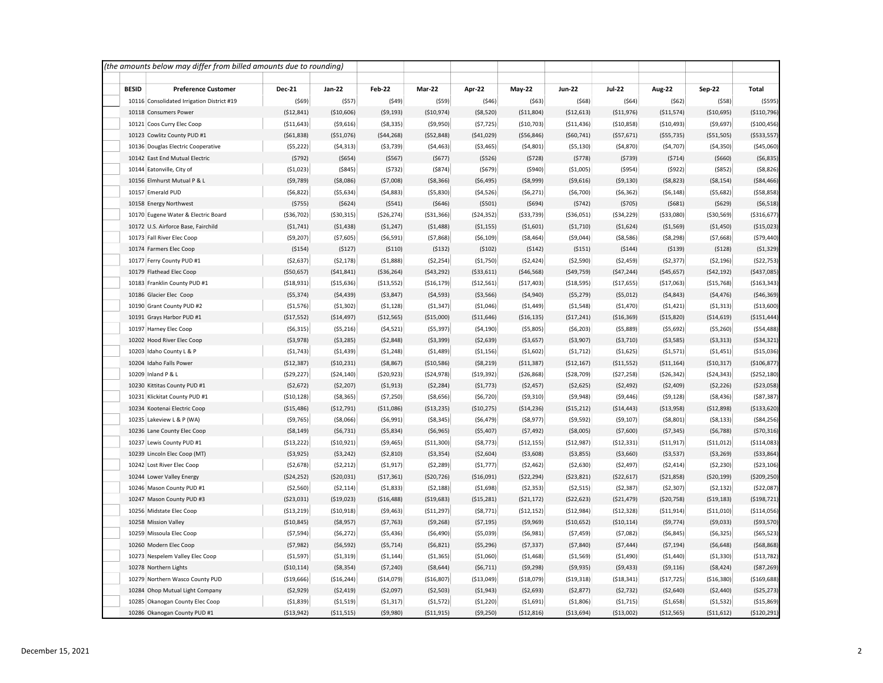*(the amounts below may differ from billed amounts due to rounding)*

| BESID | Preference Customer | Dec-21 | Jan-22 | Feb-22 | Mar-22 | Apr-22 | May-22 | Jun-22 | Jul-22 | Aug-22 | Sep-22 | Total |
|---|---|---|---|---|---|---|---|---|---|---|---|---|
| 10116 | Consolidated Irrigation District #19 | ($69) | ($57) | ($49) | ($59) | ($46) | ($63) | ($68) | ($64) | ($62) | ($58) | ($595) |
| 10118 | Consumers Power | ($12,841) | ($10,606) | ($9,193) | ($10,974) | ($8,520) | ($11,804) | ($12,613) | ($11,976) | ($11,574) | ($10,695) | ($110,796) |
| 10121 | Coos Curry Elec Coop | ($11,643) | ($9,616) | ($8,335) | ($9,950) | ($7,725) | ($10,703) | ($11,436) | ($10,858) | ($10,493) | ($9,697) | ($100,456) |
| 10123 | Cowlitz County PUD #1 | ($61,838) | ($51,076) | ($44,268) | ($52,848) | ($41,029) | ($56,846) | ($60,741) | ($57,671) | ($55,735) | ($51,505) | ($533,557) |
| 10136 | Douglas Electric Cooperative | ($5,222) | ($4,313) | ($3,739) | ($4,463) | ($3,465) | ($4,801) | ($5,130) | ($4,870) | ($4,707) | ($4,350) | ($45,060) |
| 10142 | East End Mutual Electric | ($792) | ($654) | ($567) | ($677) | ($526) | ($728) | ($778) | ($739) | ($714) | ($660) | ($6,835) |
| 10144 | Eatonville, City of | ($1,023) | ($845) | ($732) | ($874) | ($679) | ($940) | ($1,005) | ($954) | ($922) | ($852) | ($8,826) |
| 10156 | Elmhurst Mutual P & L | ($9,789) | ($8,086) | ($7,008) | ($8,366) | ($6,495) | ($8,999) | ($9,616) | ($9,130) | ($8,823) | ($8,154) | ($84,466) |
| 10157 | Emerald PUD | ($6,822) | ($5,634) | ($4,883) | ($5,830) | ($4,526) | ($6,271) | ($6,700) | ($6,362) | ($6,148) | ($5,682) | ($58,858) |
| 10158 | Energy Northwest | ($755) | ($624) | ($541) | ($646) | ($501) | ($694) | ($742) | ($705) | ($681) | ($629) | ($6,518) |
| 10170 | Eugene Water & Electric Board | ($36,702) | ($30,315) | ($26,274) | ($31,366) | ($24,352) | ($33,739) | ($36,051) | ($34,229) | ($33,080) | ($30,569) | ($316,677) |
| 10172 | U.S. Airforce Base, Fairchild | ($1,741) | ($1,438) | ($1,247) | ($1,488) | ($1,155) | ($1,601) | ($1,710) | ($1,624) | ($1,569) | ($1,450) | ($15,023) |
| 10173 | Fall River Elec Coop | ($9,207) | ($7,605) | ($6,591) | ($7,868) | ($6,109) | ($8,464) | ($9,044) | ($8,586) | ($8,298) | ($7,668) | ($79,440) |
| 10174 | Farmers Elec Coop | ($154) | ($127) | ($110) | ($132) | ($102) | ($142) | ($151) | ($144) | ($139) | ($128) | ($1,329) |
| 10177 | Ferry County PUD #1 | ($2,637) | ($2,178) | ($1,888) | ($2,254) | ($1,750) | ($2,424) | ($2,590) | ($2,459) | ($2,377) | ($2,196) | ($22,753) |
| 10179 | Flathead Elec Coop | ($50,657) | ($41,841) | ($36,264) | ($43,292) | ($33,611) | ($46,568) | ($49,759) | ($47,244) | ($45,657) | ($42,192) | ($437,085) |
| 10183 | Franklin County PUD #1 | ($18,931) | ($15,636) | ($13,552) | ($16,179) | ($12,561) | ($17,403) | ($18,595) | ($17,655) | ($17,063) | ($15,768) | ($163,343) |
| 10186 | Glacier Elec Coop | ($5,374) | ($4,439) | ($3,847) | ($4,593) | ($3,566) | ($4,940) | ($5,279) | ($5,012) | ($4,843) | ($4,476) | ($46,369) |
| 10190 | Grant County PUD #2 | ($1,576) | ($1,302) | ($1,128) | ($1,347) | ($1,046) | ($1,449) | ($1,548) | ($1,470) | ($1,421) | ($1,313) | ($13,600) |
| 10191 | Grays Harbor PUD #1 | ($17,552) | ($14,497) | ($12,565) | ($15,000) | ($11,646) | ($16,135) | ($17,241) | ($16,369) | ($15,820) | ($14,619) | ($151,444) |
| 10197 | Harney Elec Coop | ($6,315) | ($5,216) | ($4,521) | ($5,397) | ($4,190) | ($5,805) | ($6,203) | ($5,889) | ($5,692) | ($5,260) | ($54,488) |
| 10202 | Hood River Elec Coop | ($3,978) | ($3,285) | ($2,848) | ($3,399) | ($2,639) | ($3,657) | ($3,907) | ($3,710) | ($3,585) | ($3,313) | ($34,321) |
| 10203 | Idaho County L & P | ($1,743) | ($1,439) | ($1,248) | ($1,489) | ($1,156) | ($1,602) | ($1,712) | ($1,625) | ($1,571) | ($1,451) | ($15,036) |
| 10204 | Idaho Falls Power | ($12,387) | ($10,231) | ($8,867) | ($10,586) | ($8,219) | ($11,387) | ($12,167) | ($11,552) | ($11,164) | ($10,317) | ($106,877) |
| 10209 | Inland P & L | ($29,227) | ($24,140) | ($20,923) | ($24,978) | ($19,392) | ($26,868) | ($28,709) | ($27,258) | ($26,342) | ($24,343) | ($252,180) |
| 10230 | Kittitas County PUD #1 | ($2,672) | ($2,207) | ($1,913) | ($2,284) | ($1,773) | ($2,457) | ($2,625) | ($2,492) | ($2,409) | ($2,226) | ($23,058) |
| 10231 | Klickitat County PUD #1 | ($10,128) | ($8,365) | ($7,250) | ($8,656) | ($6,720) | ($9,310) | ($9,948) | ($9,446) | ($9,128) | ($8,436) | ($87,387) |
| 10234 | Kootenai Electric Coop | ($15,486) | ($12,791) | ($11,086) | ($13,235) | ($10,275) | ($14,236) | ($15,212) | ($14,443) | ($13,958) | ($12,898) | ($133,620) |
| 10235 | Lakeview L & P (WA) | ($9,765) | ($8,066) | ($6,991) | ($8,345) | ($6,479) | ($8,977) | ($9,592) | ($9,107) | ($8,801) | ($8,133) | ($84,256) |
| 10236 | Lane County Elec Coop | ($8,149) | ($6,731) | ($5,834) | ($6,965) | ($5,407) | ($7,492) | ($8,005) | ($7,600) | ($7,345) | ($6,788) | ($70,316) |
| 10237 | Lewis County PUD #1 | ($13,222) | ($10,921) | ($9,465) | ($11,300) | ($8,773) | ($12,155) | ($12,987) | ($12,331) | ($11,917) | ($11,012) | ($114,083) |
| 10239 | Lincoln Elec Coop (MT) | ($3,925) | ($3,242) | ($2,810) | ($3,354) | ($2,604) | ($3,608) | ($3,855) | ($3,660) | ($3,537) | ($3,269) | ($33,864) |
| 10242 | Lost River Elec Coop | ($2,678) | ($2,212) | ($1,917) | ($2,289) | ($1,777) | ($2,462) | ($2,630) | ($2,497) | ($2,414) | ($2,230) | ($23,106) |
| 10244 | Lower Valley Energy | ($24,252) | ($20,031) | ($17,361) | ($20,726) | ($16,091) | ($22,294) | ($23,821) | ($22,617) | ($21,858) | ($20,199) | ($209,250) |
| 10246 | Mason County PUD #1 | ($2,560) | ($2,114) | ($1,833) | ($2,188) | ($1,698) | ($2,353) | ($2,515) | ($2,387) | ($2,307) | ($2,132) | ($22,087) |
| 10247 | Mason County PUD #3 | ($23,031) | ($19,023) | ($16,488) | ($19,683) | ($15,281) | ($21,172) | ($22,623) | ($21,479) | ($20,758) | ($19,183) | ($198,721) |
| 10256 | Midstate Elec Coop | ($13,219) | ($10,918) | ($9,463) | ($11,297) | ($8,771) | ($12,152) | ($12,984) | ($12,328) | ($11,914) | ($11,010) | ($114,056) |
| 10258 | Mission Valley | ($10,845) | ($8,957) | ($7,763) | ($9,268) | ($7,195) | ($9,969) | ($10,652) | ($10,114) | ($9,774) | ($9,033) | ($93,570) |
| 10259 | Missoula Elec Coop | ($7,594) | ($6,272) | ($5,436) | ($6,490) | ($5,039) | ($6,981) | ($7,459) | ($7,082) | ($6,845) | ($6,325) | ($65,523) |
| 10260 | Modern Elec Coop | ($7,982) | ($6,592) | ($5,714) | ($6,821) | ($5,296) | ($7,337) | ($7,840) | ($7,444) | ($7,194) | ($6,648) | ($68,868) |
| 10273 | Nespelem Valley Elec Coop | ($1,597) | ($1,319) | ($1,144) | ($1,365) | ($1,060) | ($1,468) | ($1,569) | ($1,490) | ($1,440) | ($1,330) | ($13,782) |
| 10278 | Northern Lights | ($10,114) | ($8,354) | ($7,240) | ($8,644) | ($6,711) | ($9,298) | ($9,935) | ($9,433) | ($9,116) | ($8,424) | ($87,269) |
| 10279 | Northern Wasco County PUD | ($19,666) | ($16,244) | ($14,079) | ($16,807) | ($13,049) | ($18,079) | ($19,318) | ($18,341) | ($17,725) | ($16,380) | ($169,688) |
| 10284 | Ohop Mutual Light Company | ($2,929) | ($2,419) | ($2,097) | ($2,503) | ($1,943) | ($2,693) | ($2,877) | ($2,732) | ($2,640) | ($2,440) | ($25,273) |
| 10285 | Okanogan County Elec Coop | ($1,839) | ($1,519) | ($1,317) | ($1,572) | ($1,220) | ($1,691) | ($1,806) | ($1,715) | ($1,658) | ($1,532) | ($15,869) |
| 10286 | Okanogan County PUD #1 | ($13,942) | ($11,515) | ($9,980) | ($11,915) | ($9,250) | ($12,816) | ($13,694) | ($13,002) | ($12,565) | ($11,612) | ($120,291) |

December 15, 2021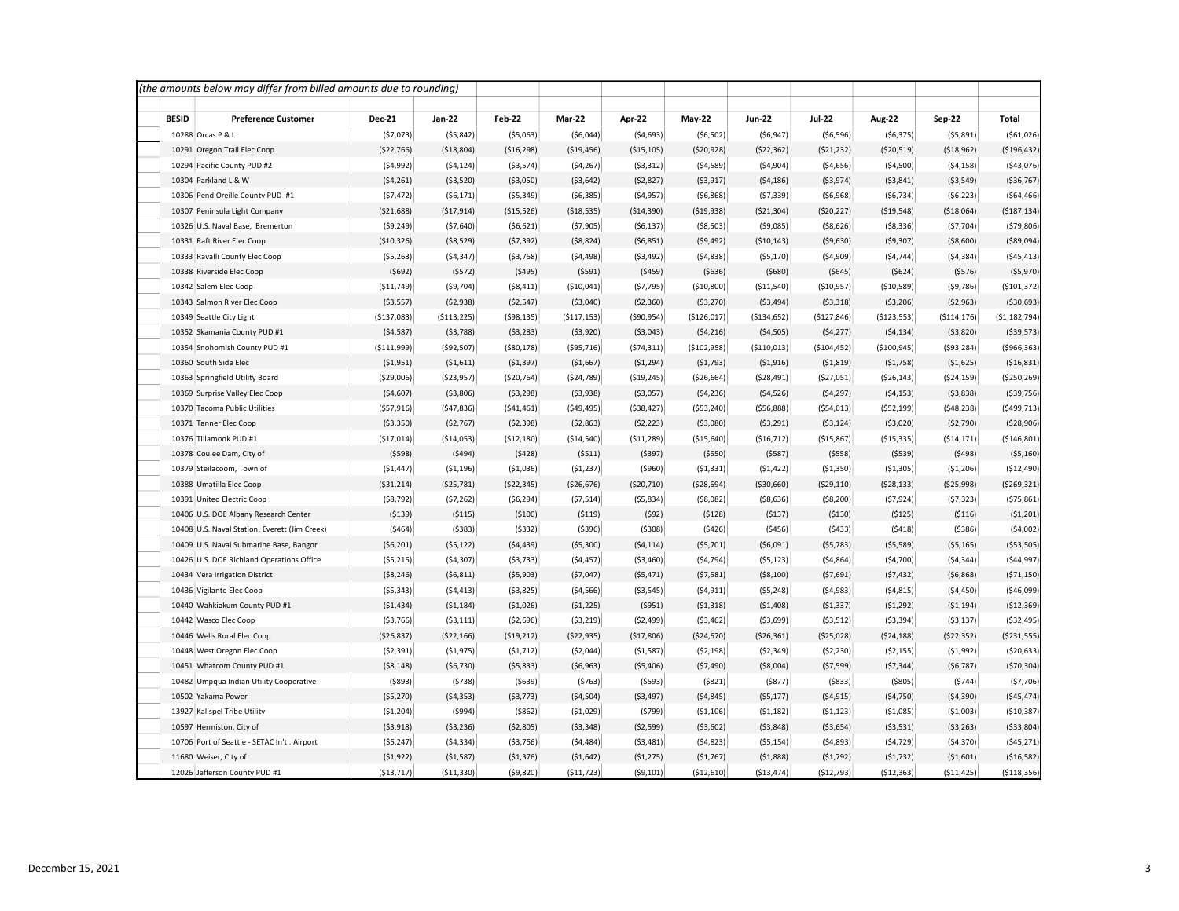*(the amounts below may differ from billed amounts due to rounding)*

| BESID | Preference Customer | Dec-21 | Jan-22 | Feb-22 | Mar-22 | Apr-22 | May-22 | Jun-22 | Jul-22 | Aug-22 | Sep-22 | Total |
|---|---|---|---|---|---|---|---|---|---|---|---|---|
| 10288 | Orcas P & L | ($7,073) | ($5,842) | ($5,063) | ($6,044) | ($4,693) | ($6,502) | ($6,947) | ($6,596) | ($6,375) | ($5,891) | ($61,026) |
| 10291 | Oregon Trail Elec Coop | ($22,766) | ($18,804) | ($16,298) | ($19,456) | ($15,105) | ($20,928) | ($22,362) | ($21,232) | ($20,519) | ($18,962) | ($196,432) |
| 10294 | Pacific County PUD #2 | ($4,992) | ($4,124) | ($3,574) | ($4,267) | ($3,312) | ($4,589) | ($4,904) | ($4,656) | ($4,500) | ($4,158) | ($43,076) |
| 10304 | Parkland L & W | ($4,261) | ($3,520) | ($3,050) | ($3,642) | ($2,827) | ($3,917) | ($4,186) | ($3,974) | ($3,841) | ($3,549) | ($36,767) |
| 10306 | Pend Oreille County PUD #1 | ($7,472) | ($6,171) | ($5,349) | ($6,385) | ($4,957) | ($6,868) | ($7,339) | ($6,968) | ($6,734) | ($6,223) | ($64,466) |
| 10307 | Peninsula Light Company | ($21,688) | ($17,914) | ($15,526) | ($18,535) | ($14,390) | ($19,938) | ($21,304) | ($20,227) | ($19,548) | ($18,064) | ($187,134) |
| 10326 | U.S. Naval Base, Bremerton | ($9,249) | ($7,640) | ($6,621) | ($7,905) | ($6,137) | ($8,503) | ($9,085) | ($8,626) | ($8,336) | ($7,704) | ($79,806) |
| 10331 | Raft River Elec Coop | ($10,326) | ($8,529) | ($7,392) | ($8,824) | ($6,851) | ($9,492) | ($10,143) | ($9,630) | ($9,307) | ($8,600) | ($89,094) |
| 10333 | Ravalli County Elec Coop | ($5,263) | ($4,347) | ($3,768) | ($4,498) | ($3,492) | ($4,838) | ($5,170) | ($4,909) | ($4,744) | ($4,384) | ($45,413) |
| 10338 | Riverside Elec Coop | ($692) | ($572) | ($495) | ($591) | ($459) | ($636) | ($680) | ($645) | ($624) | ($576) | ($5,970) |
| 10342 | Salem Elec Coop | ($11,749) | ($9,704) | ($8,411) | ($10,041) | ($7,795) | ($10,800) | ($11,540) | ($10,957) | ($10,589) | ($9,786) | ($101,372) |
| 10343 | Salmon River Elec Coop | ($3,557) | ($2,938) | ($2,547) | ($3,040) | ($2,360) | ($3,270) | ($3,494) | ($3,318) | ($3,206) | ($2,963) | ($30,693) |
| 10349 | Seattle City Light | ($137,083) | ($113,225) | ($98,135) | ($117,153) | ($90,954) | ($126,017) | ($134,652) | ($127,846) | ($123,553) | ($114,176) | ($1,182,794) |
| 10352 | Skamania County PUD #1 | ($4,587) | ($3,788) | ($3,283) | ($3,920) | ($3,043) | ($4,216) | ($4,505) | ($4,277) | ($4,134) | ($3,820) | ($39,573) |
| 10354 | Snohomish County PUD #1 | ($111,999) | ($92,507) | ($80,178) | ($95,716) | ($74,311) | ($102,958) | ($110,013) | ($104,452) | ($100,945) | ($93,284) | ($966,363) |
| 10360 | South Side Elec | ($1,951) | ($1,611) | ($1,397) | ($1,667) | ($1,294) | ($1,793) | ($1,916) | ($1,819) | ($1,758) | ($1,625) | ($16,831) |
| 10363 | Springfield Utility Board | ($29,006) | ($23,957) | ($20,764) | ($24,789) | ($19,245) | ($26,664) | ($28,491) | ($27,051) | ($26,143) | ($24,159) | ($250,269) |
| 10369 | Surprise Valley Elec Coop | ($4,607) | ($3,806) | ($3,298) | ($3,938) | ($3,057) | ($4,236) | ($4,526) | ($4,297) | ($4,153) | ($3,838) | ($39,756) |
| 10370 | Tacoma Public Utilities | ($57,916) | ($47,836) | ($41,461) | ($49,495) | ($38,427) | ($53,240) | ($56,888) | ($54,013) | ($52,199) | ($48,238) | ($499,713) |
| 10371 | Tanner Elec Coop | ($3,350) | ($2,767) | ($2,398) | ($2,863) | ($2,223) | ($3,080) | ($3,291) | ($3,124) | ($3,020) | ($2,790) | ($28,906) |
| 10376 | Tillamook PUD #1 | ($17,014) | ($14,053) | ($12,180) | ($14,540) | ($11,289) | ($15,640) | ($16,712) | ($15,867) | ($15,335) | ($14,171) | ($146,801) |
| 10378 | Coulee Dam, City of | ($598) | ($494) | ($428) | ($511) | ($397) | ($550) | ($587) | ($558) | ($539) | ($498) | ($5,160) |
| 10379 | Steilacoom, Town of | ($1,447) | ($1,196) | ($1,036) | ($1,237) | ($960) | ($1,331) | ($1,422) | ($1,350) | ($1,305) | ($1,206) | ($12,490) |
| 10388 | Umatilla Elec Coop | ($31,214) | ($25,781) | ($22,345) | ($26,676) | ($20,710) | ($28,694) | ($30,660) | ($29,110) | ($28,133) | ($25,998) | ($269,321) |
| 10391 | United Electric Coop | ($8,792) | ($7,262) | ($6,294) | ($7,514) | ($5,834) | ($8,082) | ($8,636) | ($8,200) | ($7,924) | ($7,323) | ($75,861) |
| 10406 | U.S. DOE Albany Research Center | ($139) | ($115) | ($100) | ($119) | ($92) | ($128) | ($137) | ($130) | ($125) | ($116) | ($1,201) |
| 10408 | U.S. Naval Station, Everett (Jim Creek) | ($464) | ($383) | ($332) | ($396) | ($308) | ($426) | ($456) | ($433) | ($418) | ($386) | ($4,002) |
| 10409 | U.S. Naval Submarine Base, Bangor | ($6,201) | ($5,122) | ($4,439) | ($5,300) | ($4,114) | ($5,701) | ($6,091) | ($5,783) | ($5,589) | ($5,165) | ($53,505) |
| 10426 | U.S. DOE Richland Operations Office | ($5,215) | ($4,307) | ($3,733) | ($4,457) | ($3,460) | ($4,794) | ($5,123) | ($4,864) | ($4,700) | ($4,344) | ($44,997) |
| 10434 | Vera Irrigation District | ($8,246) | ($6,811) | ($5,903) | ($7,047) | ($5,471) | ($7,581) | ($8,100) | ($7,691) | ($7,432) | ($6,868) | ($71,150) |
| 10436 | Vigilante Elec Coop | ($5,343) | ($4,413) | ($3,825) | ($4,566) | ($3,545) | ($4,911) | ($5,248) | ($4,983) | ($4,815) | ($4,450) | ($46,099) |
| 10440 | Wahkiakum County PUD #1 | ($1,434) | ($1,184) | ($1,026) | ($1,225) | ($951) | ($1,318) | ($1,408) | ($1,337) | ($1,292) | ($1,194) | ($12,369) |
| 10442 | Wasco Elec Coop | ($3,766) | ($3,111) | ($2,696) | ($3,219) | ($2,499) | ($3,462) | ($3,699) | ($3,512) | ($3,394) | ($3,137) | ($32,495) |
| 10446 | Wells Rural Elec Coop | ($26,837) | ($22,166) | ($19,212) | ($22,935) | ($17,806) | ($24,670) | ($26,361) | ($25,028) | ($24,188) | ($22,352) | ($231,555) |
| 10448 | West Oregon Elec Coop | ($2,391) | ($1,975) | ($1,712) | ($2,044) | ($1,587) | ($2,198) | ($2,349) | ($2,230) | ($2,155) | ($1,992) | ($20,633) |
| 10451 | Whatcom County PUD #1 | ($8,148) | ($6,730) | ($5,833) | ($6,963) | ($5,406) | ($7,490) | ($8,004) | ($7,599) | ($7,344) | ($6,787) | ($70,304) |
| 10482 | Umpqua Indian Utility Cooperative | ($893) | ($738) | ($639) | ($763) | ($593) | ($821) | ($877) | ($833) | ($805) | ($744) | ($7,706) |
| 10502 | Yakama Power | ($5,270) | ($4,353) | ($3,773) | ($4,504) | ($3,497) | ($4,845) | ($5,177) | ($4,915) | ($4,750) | ($4,390) | ($45,474) |
| 13927 | Kalispel Tribe Utility | ($1,204) | ($994) | ($862) | ($1,029) | ($799) | ($1,106) | ($1,182) | ($1,123) | ($1,085) | ($1,003) | ($10,387) |
| 10597 | Hermiston, City of | ($3,918) | ($3,236) | ($2,805) | ($3,348) | ($2,599) | ($3,602) | ($3,848) | ($3,654) | ($3,531) | ($3,263) | ($33,804) |
| 10706 | Port of Seattle - SETAC In'tl. Airport | ($5,247) | ($4,334) | ($3,756) | ($4,484) | ($3,481) | ($4,823) | ($5,154) | ($4,893) | ($4,729) | ($4,370) | ($45,271) |
| 11680 | Weiser, City of | ($1,922) | ($1,587) | ($1,376) | ($1,642) | ($1,275) | ($1,767) | ($1,888) | ($1,792) | ($1,732) | ($1,601) | ($16,582) |
| 12026 | Jefferson County PUD #1 | ($13,717) | ($11,330) | ($9,820) | ($11,723) | ($9,101) | ($12,610) | ($13,474) | ($12,793) | ($12,363) | ($11,425) | ($118,356) |

December 15, 2021